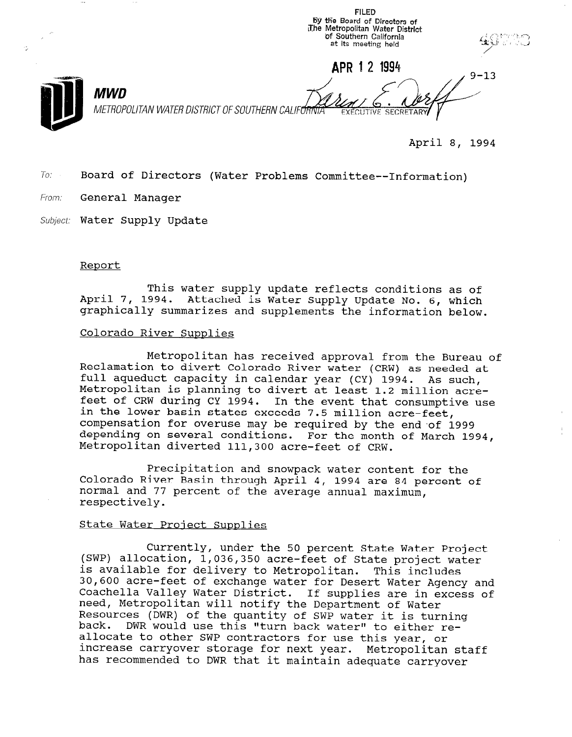FILED
By the Board of Directors of
The Metropolitan Water District
of Southern California
at its meeting held

APR 12 1994

EXECUTIVE SECRETARY

9-13

**MWD**
METROPOLITAN WATER DISTRICT OF SOUTHERN CALIFORNIA

April 8, 1994

To: Board of Directors (Water Problems Committee--Information)

From: General Manager

Subject: Water Supply Update

## Report

This water supply update reflects conditions as of April 7, 1994. Attached is Water Supply Update No. 6, which graphically summarizes and supplements the information below.

### Colorado River Supplies

Metropolitan has received approval from the Bureau of Reclamation to divert Colorado River water (CRW) as needed at full aqueduct capacity in calendar year (CY) 1994. As such, Metropolitan is planning to divert at least 1.2 million acre-feet of CRW during CY 1994. In the event that consumptive use in the lower basin states exceeds 7.5 million acre-feet, compensation for overuse may be required by the end of 1999 depending on several conditions. For the month of March 1994, Metropolitan diverted 111,300 acre-feet of CRW.

Precipitation and snowpack water content for the Colorado River Basin through April 4, 1994 are 84 percent of normal and 77 percent of the average annual maximum, respectively.

### State Water Project Supplies

Currently, under the 50 percent State Water Project (SWP) allocation, 1,036,350 acre-feet of State project water is available for delivery to Metropolitan. This includes 30,600 acre-feet of exchange water for Desert Water Agency and Coachella Valley Water District. If supplies are in excess of need, Metropolitan will notify the Department of Water Resources (DWR) of the quantity of SWP water it is turning back. DWR would use this "turn back water" to either re-allocate to other SWP contractors for use this year, or increase carryover storage for next year. Metropolitan staff has recommended to DWR that it maintain adequate carryover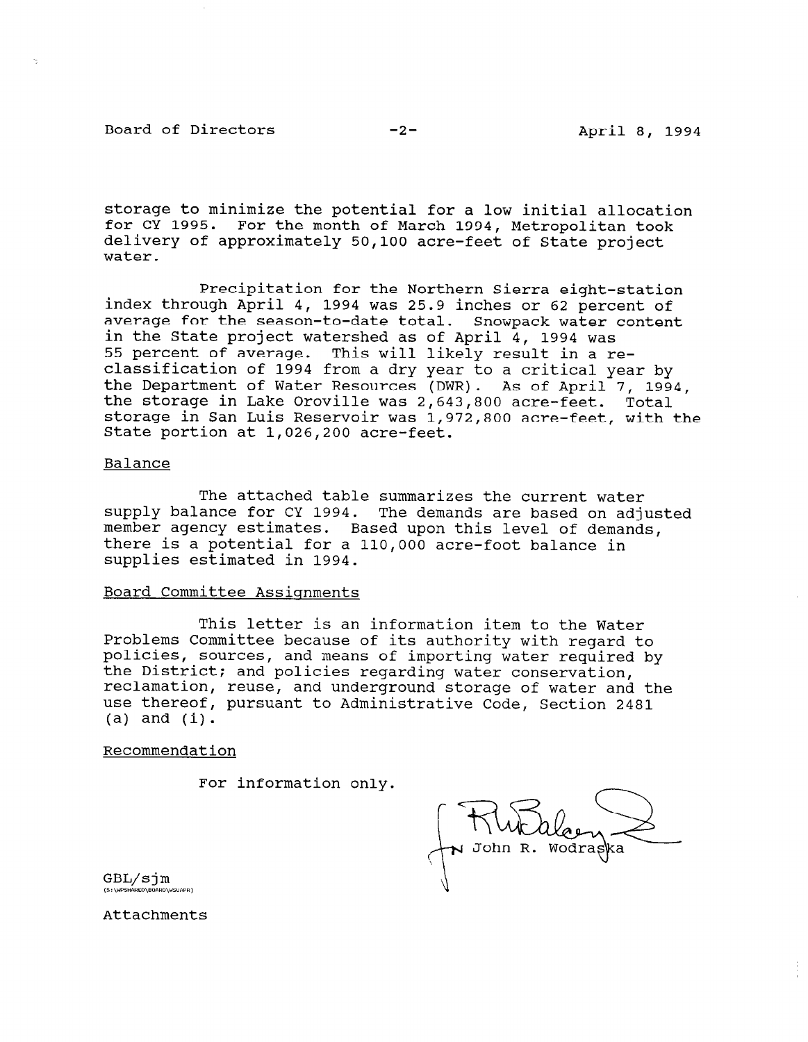storage to minimize the potential for a low initial allocation for CY 1995. For the month of March 1994, Metropolitan took delivery of approximately 50,100 acre-feet of State project water.

Precipitation for the Northern Sierra eight-station index through April 4, 1994 was 25.9 inches or 62 percent of average for the season-to-date total. Snowpack water content in the State project watershed as of April 4, 1994 was 55 percent of average. This will likely result in a re-classification of 1994 from a dry year to a critical year by the Department of Water Resources (DWR). As of April 7, 1994, the storage in Lake Oroville was 2,643,800 acre-feet. Total storage in San Luis Reservoir was 1,972,800 acre-feet, with the State portion at 1,026,200 acre-feet.

Balance

The attached table summarizes the current water supply balance for CY 1994. The demands are based on adjusted member agency estimates. Based upon this level of demands, there is a potential for a 110,000 acre-foot balance in supplies estimated in 1994.

Board Committee Assignments

This letter is an information item to the Water Problems Committee because of its authority with regard to policies, sources, and means of importing water required by the District; and policies regarding water conservation, reclamation, reuse, and underground storage of water and the use thereof, pursuant to Administrative Code, Section 2481 (a) and (i).

Recommendation

For information only.

John R. Wodraska

GBL/sjm
(S:\WPSHARED\BOARD\WSUAPR)

Attachments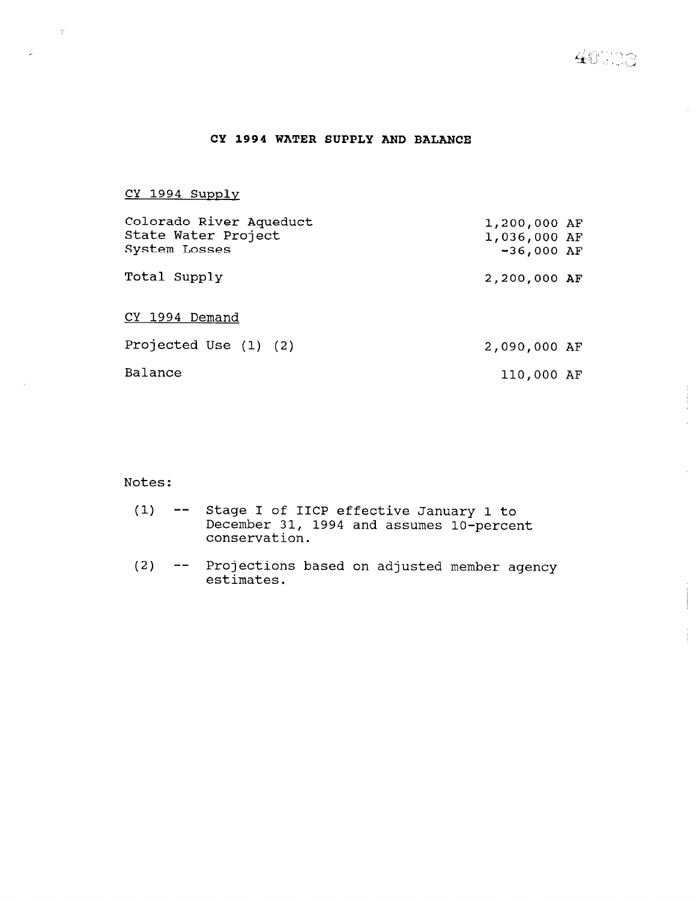# CY 1994 WATER SUPPLY AND BALANCE

<u>CY 1994 Supply</u>

| | |
|---|---|
| Colorado River Aqueduct | 1,200,000 AF |
| State Water Project | 1,036,000 AF |
| System Losses | -36,000 AF |
| Total Supply | 2,200,000 AF |

<u>CY 1994 Demand</u>

| | |
|---|---|
| Projected Use (1) (2) | 2,090,000 AF |
| Balance | 110,000 AF |

Notes:

(1) -- Stage I of IICP effective January 1 to December 31, 1994 and assumes 10-percent conservation.

(2) -- Projections based on adjusted member agency estimates.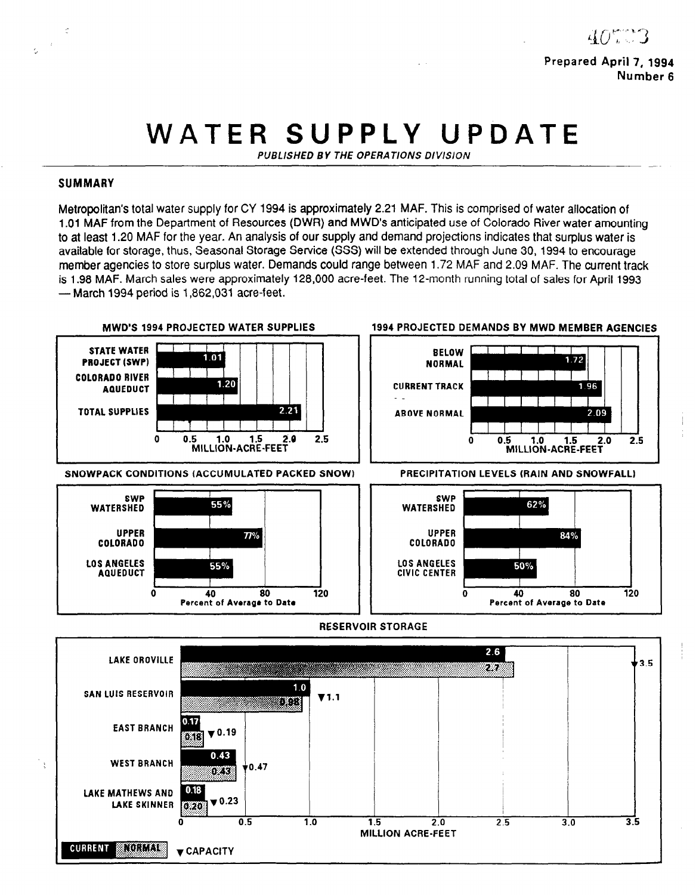Prepared April 7, 1994
Number 6

# WATER SUPPLY UPDATE

*PUBLISHED BY THE OPERATIONS DIVISION*

## SUMMARY

Metropolitan's total water supply for CY 1994 is approximately 2.21 MAF. This is comprised of water allocation of 1.01 MAF from the Department of Resources (DWR) and MWD's anticipated use of Colorado River water amounting to at least 1.20 MAF for the year. An analysis of our supply and demand projections indicates that surplus water is available for storage, thus, Seasonal Storage Service (SSS) will be extended through June 30, 1994 to encourage member agencies to store surplus water. Demands could range between 1.72 MAF and 2.09 MAF. The current track is 1.98 MAF. March sales were approximately 128,000 acre-feet. The 12-month running total of sales for April 1993 — March 1994 period is 1,862,031 acre-feet.

**MWD'S 1994 PROJECTED WATER SUPPLIES**

STATE WATER PROJECT (SWP) 1.01
COLORADO RIVER AQUEDUCT 1.20
TOTAL SUPPLIES 2.21
0 0.5 1.0 1.5 2.0 2.5
MILLION-ACRE-FEET

**1994 PROJECTED DEMANDS BY MWD MEMBER AGENCIES**

BELOW NORMAL 1.72
CURRENT TRACK 1.96
ABOVE NORMAL 2.09
0 0.5 1.0 1.5 2.0 2.5
MILLION-ACRE-FEET

**SNOWPACK CONDITIONS (ACCUMULATED PACKED SNOW)**

SWP WATERSHED 55%
UPPER COLORADO 77%
LOS ANGELES AQUEDUCT 55%
0 40 80 120
Percent of Average to Date

**PRECIPITATION LEVELS (RAIN AND SNOWFALL)**

SWP WATERSHED 62%
UPPER COLORADO 84%
LOS ANGELES CIVIC CENTER 50%
0 40 80 120
Percent of Average to Date

**RESERVOIR STORAGE**

LAKE OROVILLE 2.6 2.7 ▼3.5
SAN LUIS RESERVOIR 1.0 0.98 ▼1.1
EAST BRANCH 0.17 0.18 ▼0.19
WEST BRANCH 0.43 0.43 ▼0.47
LAKE MATHEWS AND LAKE SKINNER 0.18 0.20 ▼0.23
0 0.5 1.0 1.5 2.0 2.5 3.0 3.5
MILLION ACRE-FEET
CURRENT NORMAL ▼CAPACITY